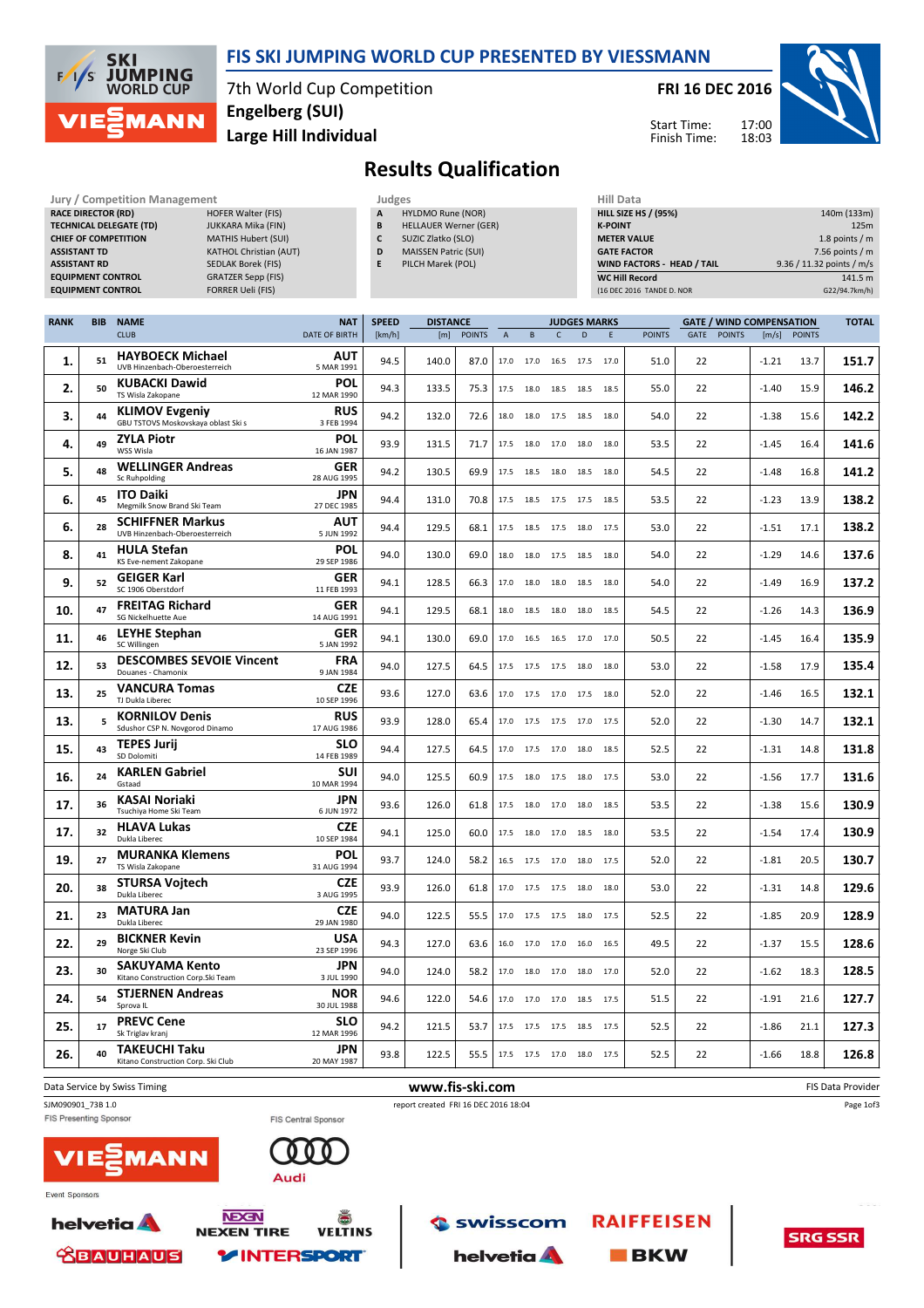# FIS SKI JUMPING WORLD CUP PRESENTED BY VIESSMANN

7th World Cup Competition
Engelberg (SUI)
Large Hill Individual

**FRI 16 DEC 2016**

Start Time: 17:00
Finish Time: 18:03

## Results Qualification

| Jury / Competition Management | |
|---|---|
| RACE DIRECTOR (RD) | HOFER Walter (FIS) |
| TECHNICAL DELEGATE (TD) | JUKKARA Mika (FIN) |
| CHIEF OF COMPETITION | MATHIS Hubert (SUI) |
| ASSISTANT TD | KATHOL Christian (AUT) |
| ASSISTANT RD | SEDLAK Borek (FIS) |
| EQUIPMENT CONTROL | GRATZER Sepp (FIS) |
| EQUIPMENT CONTROL | FORRER Ueli (FIS) |

| Judges | |
|---|---|
| A | HYLDMO Rune (NOR) |
| B | HELLAUER Werner (GER) |
| C | SUZIC Zlatko (SLO) |
| D | MAISSEN Patric (SUI) |
| E | PILCH Marek (POL) |

| Hill Data | |
|---|---|
| HILL SIZE HS / (95%) | 140m (133m) |
| K-POINT | 125m |
| METER VALUE | 1.8 points / m |
| GATE FACTOR | 7.56 points / m |
| WIND FACTORS - HEAD / TAIL | 9.36 / 11.32 points / m/s |
| WC Hill Record | 141.5 m |
| (16 DEC 2016 TANDE D. NOR | G22/94.7km/h) |

| RANK | BIB | NAME / CLUB | NAT / DATE OF BIRTH | SPEED [km/h] | DISTANCE [m] | DISTANCE POINTS | A | B | C | D | E | JUDGES POINTS | GATE | GATE POINTS | WIND [m/s] | WIND POINTS | TOTAL |
|---|---|---|---|---|---|---|---|---|---|---|---|---|---|---|---|---|---|
| 1. | 51 | **HAYBOECK Michael** UVB Hinzenbach-Oberoesterreich | AUT 5 MAR 1991 | 94.5 | 140.0 | 87.0 | 17.0 | 17.0 | 16.5 | 17.5 | 17.0 | 51.0 | 22 | | -1.21 | 13.7 | 151.7 |
| 2. | 50 | **KUBACKI Dawid** TS Wisla Zakopane | POL 12 MAR 1990 | 94.3 | 133.5 | 75.3 | 17.5 | 18.0 | 18.5 | 18.5 | 18.5 | 55.0 | 22 | | -1.40 | 15.9 | 146.2 |
| 3. | 44 | **KLIMOV Evgeniy** GBU TSTOVS Moskovskaya oblast Ski s | RUS 3 FEB 1994 | 94.2 | 132.0 | 72.6 | 18.0 | 18.0 | 17.5 | 18.5 | 18.0 | 54.0 | 22 | | -1.38 | 15.6 | 142.2 |
| 4. | 49 | **ZYLA Piotr** WSS Wisla | POL 16 JAN 1987 | 93.9 | 131.5 | 71.7 | 17.5 | 18.0 | 17.0 | 18.0 | 18.0 | 53.5 | 22 | | -1.45 | 16.4 | 141.6 |
| 5. | 48 | **WELLINGER Andreas** Sc Ruhpolding | GER 28 AUG 1995 | 94.2 | 130.5 | 69.9 | 17.5 | 18.5 | 18.0 | 18.5 | 18.0 | 54.5 | 22 | | -1.48 | 16.8 | 141.2 |
| 6. | 45 | **ITO Daiki** Megmilk Snow Brand Ski Team | JPN 27 DEC 1985 | 94.4 | 131.0 | 70.8 | 17.5 | 18.5 | 17.5 | 17.5 | 18.5 | 53.5 | 22 | | -1.23 | 13.9 | 138.2 |
| 6. | 28 | **SCHIFFNER Markus** UVB Hinzenbach-Oberoesterreich | AUT 5 JUN 1992 | 94.4 | 129.5 | 68.1 | 17.5 | 18.5 | 17.5 | 18.0 | 17.5 | 53.0 | 22 | | -1.51 | 17.1 | 138.2 |
| 8. | 41 | **HULA Stefan** KS Eve-nement Zakopane | POL 29 SEP 1986 | 94.0 | 130.0 | 69.0 | 18.0 | 18.0 | 17.5 | 18.5 | 18.0 | 54.0 | 22 | | -1.29 | 14.6 | 137.6 |
| 9. | 52 | **GEIGER Karl** SC 1906 Oberstdorf | GER 11 FEB 1993 | 94.1 | 128.5 | 66.3 | 17.0 | 18.0 | 18.0 | 18.5 | 18.0 | 54.0 | 22 | | -1.49 | 16.9 | 137.2 |
| 10. | 47 | **FREITAG Richard** SG Nickelhuette Aue | GER 14 AUG 1991 | 94.1 | 129.5 | 68.1 | 18.0 | 18.5 | 18.0 | 18.0 | 18.5 | 54.5 | 22 | | -1.26 | 14.3 | 136.9 |
| 11. | 46 | **LEYHE Stephan** SC Willingen | GER 5 JAN 1992 | 94.1 | 130.0 | 69.0 | 17.0 | 16.5 | 16.5 | 17.0 | 17.0 | 50.5 | 22 | | -1.45 | 16.4 | 135.9 |
| 12. | 53 | **DESCOMBES SEVOIE Vincent** Douanes - Chamonix | FRA 9 JAN 1984 | 94.0 | 127.5 | 64.5 | 17.5 | 17.5 | 17.5 | 18.0 | 18.0 | 53.0 | 22 | | -1.58 | 17.9 | 135.4 |
| 13. | 25 | **VANCURA Tomas** TJ Dukla Liberec | CZE 10 SEP 1996 | 93.6 | 127.0 | 63.6 | 17.0 | 17.5 | 17.0 | 17.5 | 18.0 | 52.0 | 22 | | -1.46 | 16.5 | 132.1 |
| 13. | 5 | **KORNILOV Denis** Sdushor CSP N. Novgorod Dinamo | RUS 17 AUG 1986 | 93.9 | 128.0 | 65.4 | 17.0 | 17.5 | 17.5 | 17.0 | 17.5 | 52.0 | 22 | | -1.30 | 14.7 | 132.1 |
| 15. | 43 | **TEPES Jurij** SD Dolomiti | SLO 14 FEB 1989 | 94.4 | 127.5 | 64.5 | 17.0 | 17.5 | 17.0 | 18.0 | 18.5 | 52.5 | 22 | | -1.31 | 14.8 | 131.8 |
| 16. | 24 | **KARLEN Gabriel** Gstaad | SUI 10 MAR 1994 | 94.0 | 125.5 | 60.9 | 17.5 | 18.0 | 17.5 | 18.0 | 17.5 | 53.0 | 22 | | -1.56 | 17.7 | 131.6 |
| 17. | 36 | **KASAI Noriaki** Tsuchiya Home Ski Team | JPN 6 JUN 1972 | 93.6 | 126.0 | 61.8 | 17.5 | 18.0 | 17.0 | 18.0 | 18.5 | 53.5 | 22 | | -1.38 | 15.6 | 130.9 |
| 17. | 32 | **HLAVA Lukas** Dukla Liberec | CZE 10 SEP 1984 | 94.1 | 125.0 | 60.0 | 17.5 | 18.0 | 17.0 | 18.5 | 18.0 | 53.5 | 22 | | -1.54 | 17.4 | 130.9 |
| 19. | 27 | **MURANKA Klemens** TS Wisla Zakopane | POL 31 AUG 1994 | 93.7 | 124.0 | 58.2 | 16.5 | 17.5 | 17.0 | 18.0 | 17.5 | 52.0 | 22 | | -1.81 | 20.5 | 130.7 |
| 20. | 38 | **STURSA Vojtech** Dukla Liberec | CZE 3 AUG 1995 | 93.9 | 126.0 | 61.8 | 17.0 | 17.5 | 17.5 | 18.0 | 18.0 | 53.0 | 22 | | -1.31 | 14.8 | 129.6 |
| 21. | 23 | **MATURA Jan** Dukla Liberec | CZE 29 JAN 1980 | 94.0 | 122.5 | 55.5 | 17.0 | 17.5 | 17.5 | 18.0 | 17.5 | 52.5 | 22 | | -1.85 | 20.9 | 128.9 |
| 22. | 29 | **BICKNER Kevin** Norge Ski Club | USA 23 SEP 1996 | 94.3 | 127.0 | 63.6 | 16.0 | 17.0 | 17.0 | 16.0 | 16.5 | 49.5 | 22 | | -1.37 | 15.5 | 128.6 |
| 23. | 30 | **SAKUYAMA Kento** Kitano Construction Corp.Ski Team | JPN 3 JUL 1990 | 94.0 | 124.0 | 58.2 | 17.0 | 18.0 | 17.0 | 18.0 | 17.0 | 52.0 | 22 | | -1.62 | 18.3 | 128.5 |
| 24. | 54 | **STJERNEN Andreas** Sprova IL | NOR 30 JUL 1988 | 94.6 | 122.0 | 54.6 | 17.0 | 17.0 | 17.0 | 18.5 | 17.5 | 51.5 | 22 | | -1.91 | 21.6 | 127.7 |
| 25. | 17 | **PREVC Cene** Sk Triglav kranj | SLO 12 MAR 1996 | 94.2 | 121.5 | 53.7 | 17.5 | 17.5 | 17.5 | 18.5 | 17.5 | 52.5 | 22 | | -1.86 | 21.1 | 127.3 |
| 26. | 40 | **TAKEUCHI Taku** Kitano Construction Corp. Ski Club | JPN 20 MAY 1987 | 93.8 | 122.5 | 55.5 | 17.5 | 17.5 | 17.0 | 18.0 | 17.5 | 52.5 | 22 | | -1.66 | 18.8 | 126.8 |

Data Service by Swiss Timing — www.fis-ski.com — FIS Data Provider

SJM090901_73B 1.0 — report created FRI 16 DEC 2016 18:04

FIS Presenting Sponsor: VIESSMANN — FIS Central Sponsor: Audi

Event Sponsors: helvetia, NEXEN TIRE, VELTINS, BAUHAUS, INTERSPORT, swisscom, RAIFFEISEN, helvetia, BKW, SRG SSR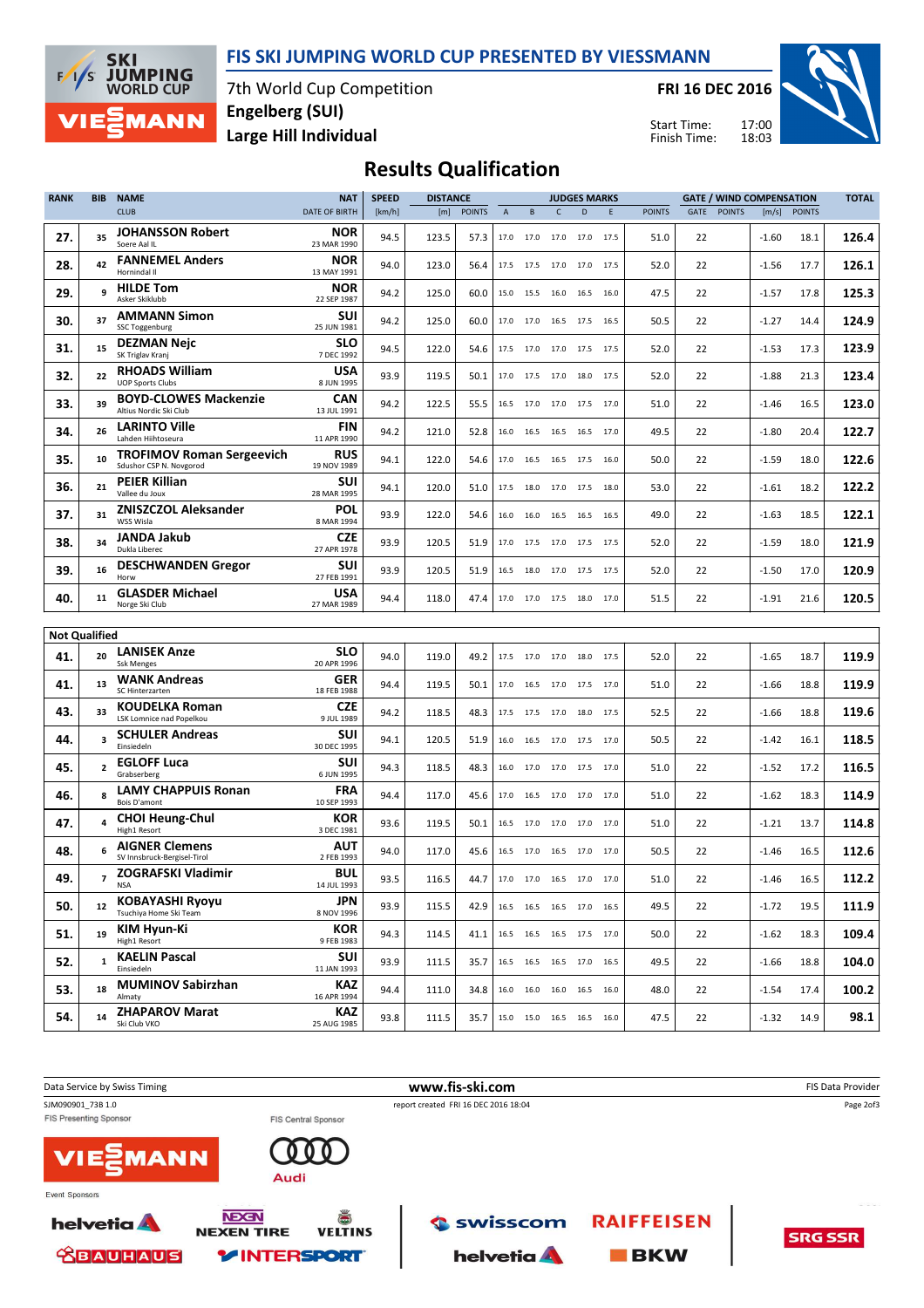# FIS SKI JUMPING WORLD CUP PRESENTED BY VIESSMANN

7th World Cup Competition
**Engelberg (SUI)**
**Large Hill Individual**

**FRI 16 DEC 2016**

Start Time: 17:00
Finish Time: 18:03

## Results Qualification

| RANK | BIB | NAME / CLUB | NAT / DATE OF BIRTH | SPEED [km/h] | DISTANCE [m] | DISTANCE POINTS | A | B | C | D | E | JUDGES POINTS | GATE | GATE POINTS | WIND [m/s] | WIND POINTS | TOTAL |
|---|---|---|---|---|---|---|---|---|---|---|---|---|---|---|---|---|---|
| 27. | 35 | **JOHANSSON Robert** Soere Aal IL | NOR 23 MAR 1990 | 94.5 | 123.5 | 57.3 | 17.0 | 17.0 | 17.0 | 17.0 | 17.5 | 51.0 | 22 | | -1.60 | 18.1 | **126.4** |
| 28. | 42 | **FANNEMEL Anders** Hornindal Il | NOR 13 MAY 1991 | 94.0 | 123.0 | 56.4 | 17.5 | 17.5 | 17.0 | 17.0 | 17.5 | 52.0 | 22 | | -1.56 | 17.7 | **126.1** |
| 29. | 9 | **HILDE Tom** Asker Skiklubb | NOR 22 SEP 1987 | 94.2 | 125.0 | 60.0 | 15.0 | 15.5 | 16.0 | 16.5 | 16.0 | 47.5 | 22 | | -1.57 | 17.8 | **125.3** |
| 30. | 37 | **AMMANN Simon** SSC Toggenburg | SUI 25 JUN 1981 | 94.2 | 125.0 | 60.0 | 17.0 | 17.0 | 16.5 | 17.5 | 16.5 | 50.5 | 22 | | -1.27 | 14.4 | **124.9** |
| 31. | 15 | **DEZMAN Nejc** SK Triglav Kranj | SLO 7 DEC 1992 | 94.5 | 122.0 | 54.6 | 17.5 | 17.0 | 17.0 | 17.5 | 17.5 | 52.0 | 22 | | -1.53 | 17.3 | **123.9** |
| 32. | 22 | **RHOADS William** UOP Sports Clubs | USA 8 JUN 1995 | 93.9 | 119.5 | 50.1 | 17.0 | 17.5 | 17.0 | 18.0 | 17.5 | 52.0 | 22 | | -1.88 | 21.3 | **123.4** |
| 33. | 39 | **BOYD-CLOWES Mackenzie** Altius Nordic Ski Club | CAN 13 JUL 1991 | 94.2 | 122.5 | 55.5 | 16.5 | 17.0 | 17.0 | 17.5 | 17.0 | 51.0 | 22 | | -1.46 | 16.5 | **123.0** |
| 34. | 26 | **LARINTO Ville** Lahden Hiihtoseura | FIN 11 APR 1990 | 94.2 | 121.0 | 52.8 | 16.0 | 16.5 | 16.5 | 16.5 | 17.0 | 49.5 | 22 | | -1.80 | 20.4 | **122.7** |
| 35. | 10 | **TROFIMOV Roman Sergeevich** Sdushor CSP N. Novgorod | RUS 19 NOV 1989 | 94.1 | 122.0 | 54.6 | 17.0 | 16.5 | 16.5 | 17.5 | 16.0 | 50.0 | 22 | | -1.59 | 18.0 | **122.6** |
| 36. | 21 | **PEIER Killian** Vallee du Joux | SUI 28 MAR 1995 | 94.1 | 120.0 | 51.0 | 17.5 | 18.0 | 17.0 | 17.5 | 18.0 | 53.0 | 22 | | -1.61 | 18.2 | **122.2** |
| 37. | 31 | **ZNISZCZOL Aleksander** WSS Wisla | POL 8 MAR 1994 | 93.9 | 122.0 | 54.6 | 16.0 | 16.0 | 16.5 | 16.5 | 16.5 | 49.0 | 22 | | -1.63 | 18.5 | **122.1** |
| 38. | 34 | **JANDA Jakub** Dukla Liberec | CZE 27 APR 1978 | 93.9 | 120.5 | 51.9 | 17.0 | 17.5 | 17.0 | 17.5 | 17.5 | 52.0 | 22 | | -1.59 | 18.0 | **121.9** |
| 39. | 16 | **DESCHWANDEN Gregor** Horw | SUI 27 FEB 1991 | 93.9 | 120.5 | 51.9 | 16.5 | 18.0 | 17.0 | 17.5 | 17.5 | 52.0 | 22 | | -1.50 | 17.0 | **120.9** |
| 40. | 11 | **GLASDER Michael** Norge Ski Club | USA 27 MAR 1989 | 94.4 | 118.0 | 47.4 | 17.0 | 17.0 | 17.5 | 18.0 | 17.0 | 51.5 | 22 | | -1.91 | 21.6 | **120.5** |
| **Not Qualified** | | | | | | | | | | | | | | | | | |
| 41. | 20 | **LANISEK Anze** Ssk Menges | SLO 20 APR 1996 | 94.0 | 119.0 | 49.2 | 17.5 | 17.0 | 17.0 | 18.0 | 17.5 | 52.0 | 22 | | -1.65 | 18.7 | **119.9** |
| 41. | 13 | **WANK Andreas** SC Hinterzarten | GER 18 FEB 1988 | 94.4 | 119.5 | 50.1 | 17.0 | 16.5 | 17.0 | 17.5 | 17.0 | 51.0 | 22 | | -1.66 | 18.8 | **119.9** |
| 43. | 33 | **KOUDELKA Roman** LSK Lomnice nad Popelkou | CZE 9 JUL 1989 | 94.2 | 118.5 | 48.3 | 17.5 | 17.5 | 17.0 | 18.0 | 17.5 | 52.5 | 22 | | -1.66 | 18.8 | **119.6** |
| 44. | 3 | **SCHULER Andreas** Einsiedeln | SUI 30 DEC 1995 | 94.1 | 120.5 | 51.9 | 16.0 | 16.5 | 17.0 | 17.5 | 17.0 | 50.5 | 22 | | -1.42 | 16.1 | **118.5** |
| 45. | 2 | **EGLOFF Luca** Grabserberg | SUI 6 JUN 1995 | 94.3 | 118.5 | 48.3 | 16.0 | 17.0 | 17.0 | 17.5 | 17.0 | 51.0 | 22 | | -1.52 | 17.2 | **116.5** |
| 46. | 8 | **LAMY CHAPPUIS Ronan** Bois D'amont | FRA 10 SEP 1993 | 94.4 | 117.0 | 45.6 | 17.0 | 16.5 | 17.0 | 17.0 | 17.0 | 51.0 | 22 | | -1.62 | 18.3 | **114.9** |
| 47. | 4 | **CHOI Heung-Chul** High1 Resort | KOR 3 DEC 1981 | 93.6 | 119.5 | 50.1 | 16.5 | 17.0 | 17.0 | 17.0 | 17.0 | 51.0 | 22 | | -1.21 | 13.7 | **114.8** |
| 48. | 6 | **AIGNER Clemens** SV Innsbruck-Bergisel-Tirol | AUT 2 FEB 1993 | 94.0 | 117.0 | 45.6 | 16.5 | 17.0 | 16.5 | 17.0 | 17.0 | 50.5 | 22 | | -1.46 | 16.5 | **112.6** |
| 49. | 7 | **ZOGRAFSKI Vladimir** NSA | BUL 14 JUL 1993 | 93.5 | 116.5 | 44.7 | 17.0 | 17.0 | 16.5 | 17.0 | 17.0 | 51.0 | 22 | | -1.46 | 16.5 | **112.2** |
| 50. | 12 | **KOBAYASHI Ryoyu** Tsuchiya Home Ski Team | JPN 8 NOV 1996 | 93.9 | 115.5 | 42.9 | 16.5 | 16.5 | 16.5 | 17.0 | 16.5 | 49.5 | 22 | | -1.72 | 19.5 | **111.9** |
| 51. | 19 | **KIM Hyun-Ki** High1 Resort | KOR 9 FEB 1983 | 94.3 | 114.5 | 41.1 | 16.5 | 16.5 | 16.5 | 17.5 | 17.0 | 50.0 | 22 | | -1.62 | 18.3 | **109.4** |
| 52. | 1 | **KAELIN Pascal** Einsiedeln | SUI 11 JAN 1993 | 93.9 | 111.5 | 35.7 | 16.5 | 16.5 | 16.5 | 17.0 | 16.5 | 49.5 | 22 | | -1.66 | 18.8 | **104.0** |
| 53. | 18 | **MUMINOV Sabirzhan** Almaty | KAZ 16 APR 1994 | 94.4 | 111.0 | 34.8 | 16.0 | 16.0 | 16.0 | 16.5 | 16.0 | 48.0 | 22 | | -1.54 | 17.4 | **100.2** |
| 54. | 14 | **ZHAPAROV Marat** Ski Club VKO | KAZ 25 AUG 1985 | 93.8 | 111.5 | 35.7 | 15.0 | 15.0 | 16.5 | 16.5 | 16.0 | 47.5 | 22 | | -1.32 | 14.9 | **98.1** |

Data Service by Swiss Timing — www.fis-ski.com — FIS Data Provider

SJM090901_73B 1.0 — report created FRI 16 DEC 2016 18:04

FIS Presenting Sponsor: VIESSMANN — FIS Central Sponsor: Audi

Event Sponsors: helvetia, NEXEN TIRE, VELTINS, BAUHAUS, INTERSPORT, swisscom, RAIFFEISEN, helvetia, BKW, SRG SSR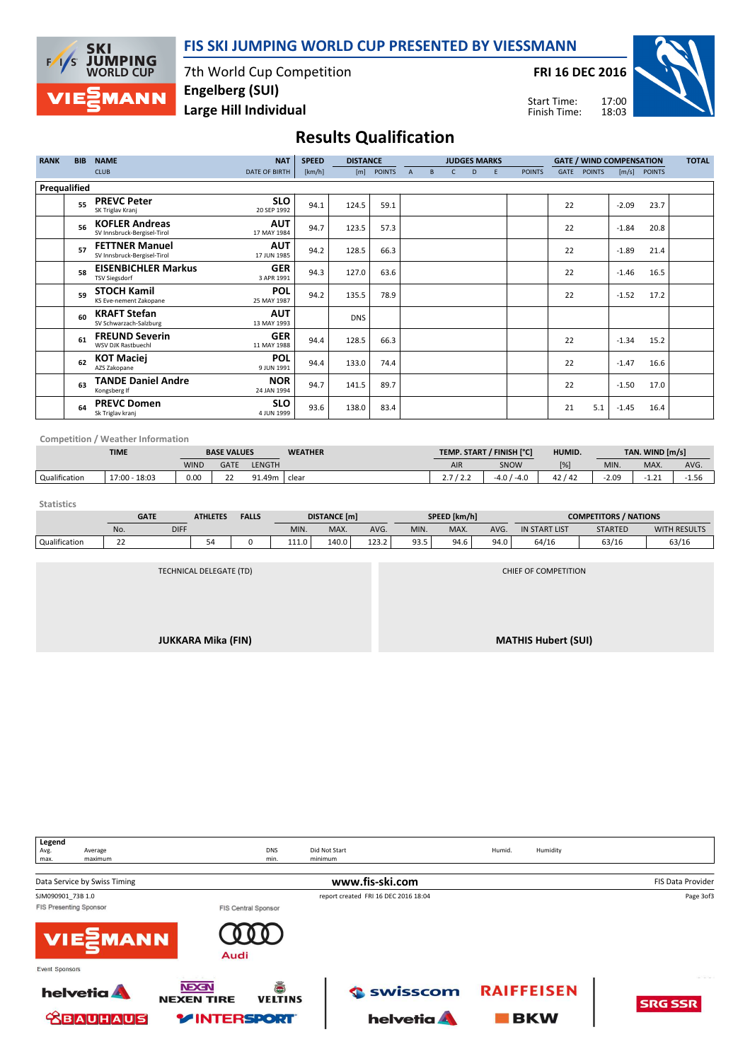# FIS SKI JUMPING WORLD CUP PRESENTED BY VIESSMANN

7th World Cup Competition
**Engelberg (SUI)**
**Large Hill Individual**

**FRI 16 DEC 2016**

Start Time: 17:00
Finish Time: 18:03

## Results Qualification

| RANK | BIB | NAME / CLUB | NAT / DATE OF BIRTH | SPEED [km/h] | DISTANCE [m] | DISTANCE POINTS | A | B | C | D | E | JUDGES POINTS | GATE | GATE POINTS | WIND [m/s] | WIND POINTS | TOTAL |
|---|---|---|---|---|---|---|---|---|---|---|---|---|---|---|---|---|---|
| **Prequalified** | | | | | | | | | | | | | | | | | |
| | 55 | **PREVC Peter** SK Triglav Kranj | **SLO** 20 SEP 1992 | 94.1 | 124.5 | 59.1 | | | | | | | 22 | | -2.09 | 23.7 | |
| | 56 | **KOFLER Andreas** SV Innsbruck-Bergisel-Tirol | **AUT** 17 MAY 1984 | 94.7 | 123.5 | 57.3 | | | | | | | 22 | | -1.84 | 20.8 | |
| | 57 | **FETTNER Manuel** SV Innsbruck-Bergisel-Tirol | **AUT** 17 JUN 1985 | 94.2 | 128.5 | 66.3 | | | | | | | 22 | | -1.89 | 21.4 | |
| | 58 | **EISENBICHLER Markus** TSV Siegsdorf | **GER** 3 APR 1991 | 94.3 | 127.0 | 63.6 | | | | | | | 22 | | -1.46 | 16.5 | |
| | 59 | **STOCH Kamil** KS Eve-nement Zakopane | **POL** 25 MAY 1987 | 94.2 | 135.5 | 78.9 | | | | | | | 22 | | -1.52 | 17.2 | |
| | 60 | **KRAFT Stefan** SV Schwarzach-Salzburg | **AUT** 13 MAY 1993 | | DNS | | | | | | | | | | | | |
| | 61 | **FREUND Severin** WSV DJK Rastbuechl | **GER** 11 MAY 1988 | 94.4 | 128.5 | 66.3 | | | | | | | 22 | | -1.34 | 15.2 | |
| | 62 | **KOT Maciej** AZS Zakopane | **POL** 9 JUN 1991 | 94.4 | 133.0 | 74.4 | | | | | | | 22 | | -1.47 | 16.6 | |
| | 63 | **TANDE Daniel Andre** Kongsberg If | **NOR** 24 JAN 1994 | 94.7 | 141.5 | 89.7 | | | | | | | 22 | | -1.50 | 17.0 | |
| | 64 | **PREVC Domen** Sk Triglav kranj | **SLO** 4 JUN 1999 | 93.6 | 138.0 | 83.4 | | | | | | | 21 | 5.1 | -1.45 | 16.4 | |

### Competition / Weather Information

| | TIME | BASE VALUES WIND | BASE VALUES GATE | BASE VALUES LENGTH | WEATHER | TEMP. START / FINISH [°C] AIR | TEMP. START / FINISH [°C] SNOW | HUMID. [%] | TAN. WIND [m/s] MIN. | TAN. WIND [m/s] MAX. | TAN. WIND [m/s] AVG. |
|---|---|---|---|---|---|---|---|---|---|---|---|
| Qualification | 17:00 - 18:03 | 0.00 | 22 | 91.49m | clear | 2.7 / 2.2 | -4.0 / -4.0 | 42 / 42 | -2.09 | -1.21 | -1.56 |

### Statistics

| | GATE No. | GATE DIFF | ATHLETES | FALLS | DISTANCE [m] MIN. | DISTANCE [m] MAX. | DISTANCE [m] AVG. | SPEED [km/h] MIN. | SPEED [km/h] MAX. | SPEED [km/h] AVG. | IN START LIST | STARTED | WITH RESULTS |
|---|---|---|---|---|---|---|---|---|---|---|---|---|---|
| Qualification | 22 | | 54 | 0 | 111.0 | 140.0 | 123.2 | 93.5 | 94.6 | 94.0 | 64/16 | 63/16 | 63/16 |

TECHNICAL DELEGATE (TD): **JUKKARA Mika (FIN)**

CHIEF OF COMPETITION: **MATHIS Hubert (SUI)**

**Legend**
Avg. Average
max. maximum
DNS Did Not Start
min. minimum
Humid. Humidity

Data Service by Swiss Timing — www.fis-ski.com — FIS Data Provider

SJM090901_73B 1.0 — report created FRI 16 DEC 2016 18:04

FIS Presenting Sponsor: VIESSMANN
FIS Central Sponsor: Audi
Event Sponsors: helvetia, NEXEN TIRE, VELTINS, swisscom, RAIFFEISEN, SRG SSR, BAUHAUS, INTERSPORT, helvetia, BKW